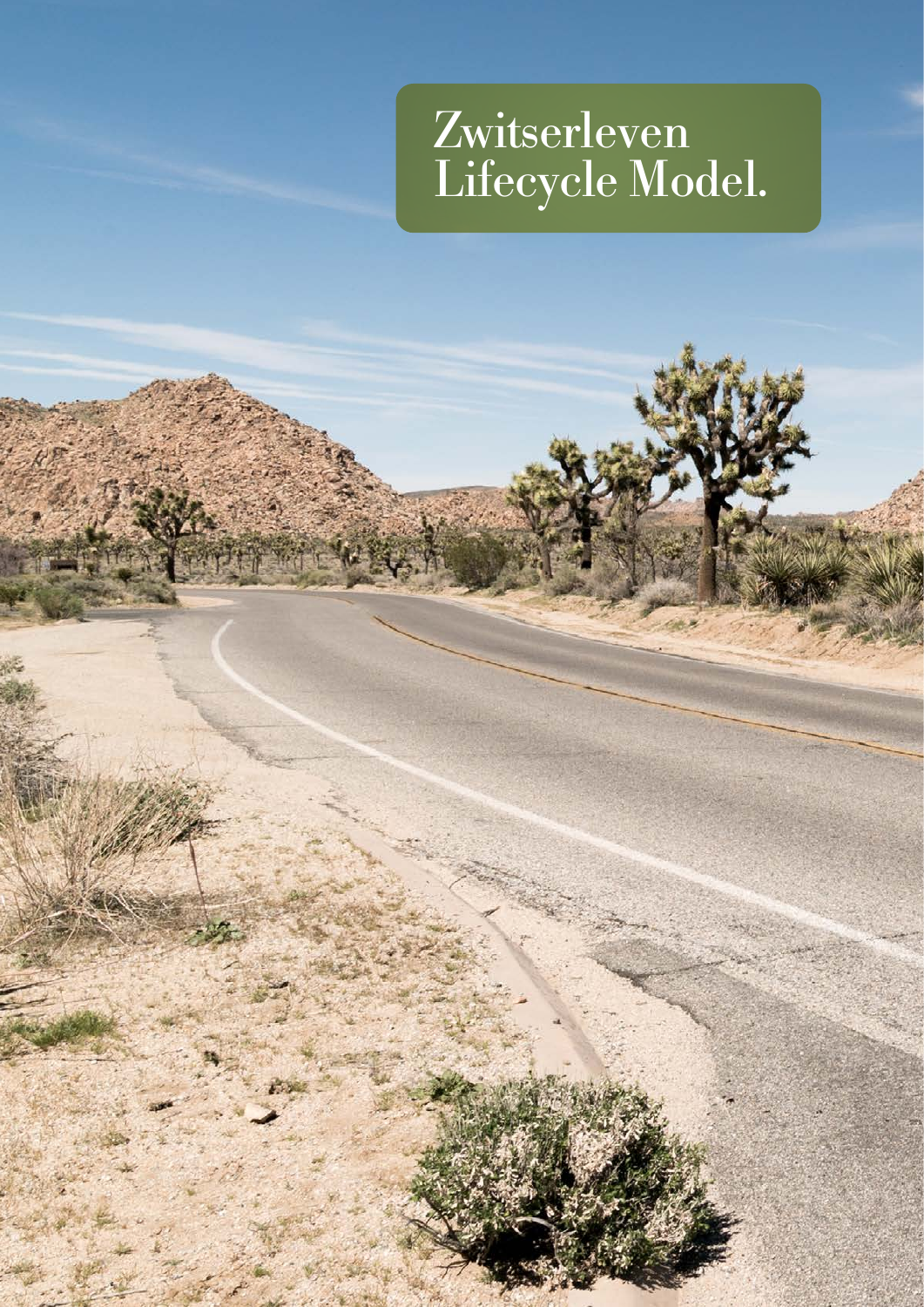# Zwitserleven Lifecycle Model.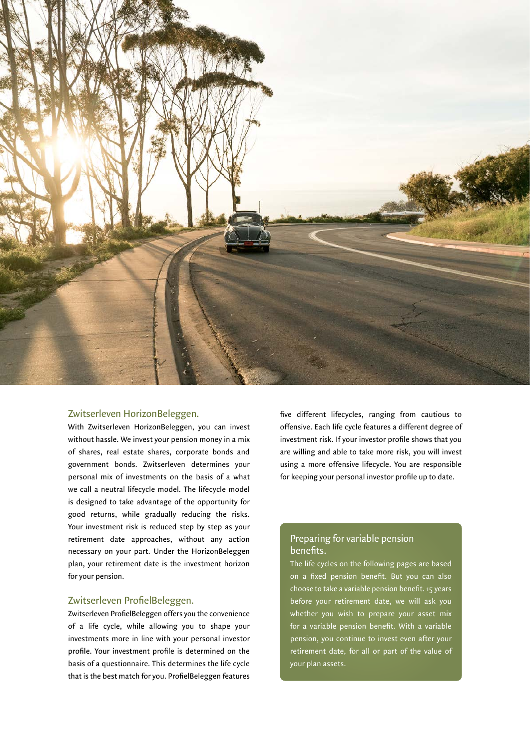## Zwitserleven HorizonBeleggen.

With Zwitserleven HorizonBeleggen, you can invest without hassle. We invest your pension money in a mix of shares, real estate shares, corporate bonds and government bonds. Zwitserleven determines your personal mix of investments on the basis of a what we call a neutral lifecycle model. The lifecycle model is designed to take advantage of the opportunity for good returns, while gradually reducing the risks. Your investment risk is reduced step by step as your retirement date approaches, without any action necessary on your part. Under the HorizonBeleggen plan, your retirement date is the investment horizon for your pension.

## Zwitserleven ProfielBeleggen.

Zwitserleven ProfielBeleggen offers you the convenience of a life cycle, while allowing you to shape your investments more in line with your personal investor profile. Your investment profile is determined on the basis of a questionnaire. This determines the life cycle that is the best match for you. ProfielBeleggen features five different lifecycles, ranging from cautious to offensive. Each life cycle features a different degree of investment risk. If your investor profile shows that you are willing and able to take more risk, you will invest using a more offensive lifecycle. You are responsible for keeping your personal investor profile up to date.

## Preparing for variable pension benefits.

The life cycles on the following pages are based on a fixed pension benefit. But you can also choose to take a variable pension benefit. 15 years before your retirement date, we will ask you whether you wish to prepare your asset mix for a variable pension benefit. With a variable pension, you continue to invest even after your retirement date, for all or part of the value of your plan assets.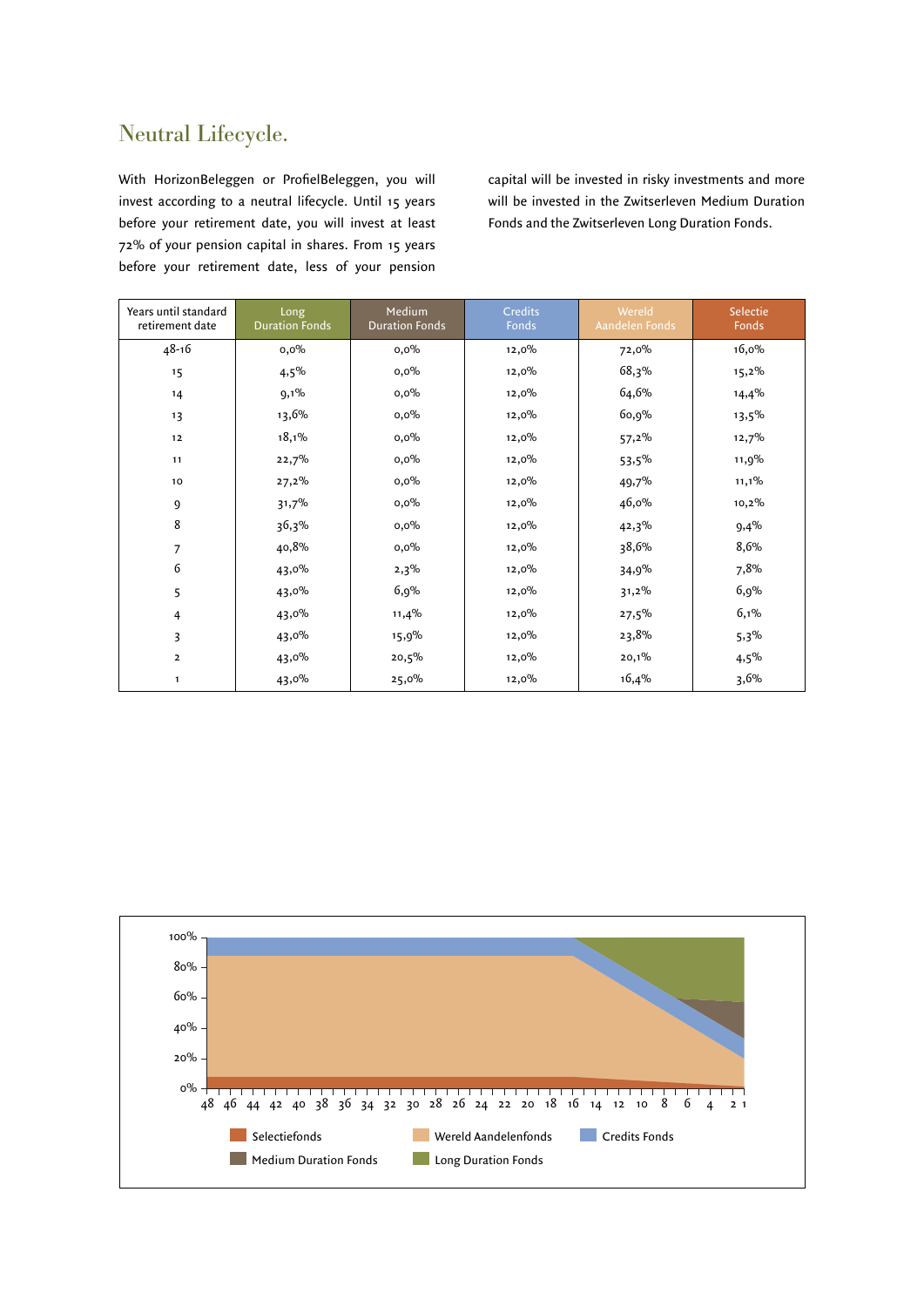# Neutral Lifecycle.

With HorizonBeleggen or ProfielBeleggen, you will invest according to a neutral lifecycle. Until 15 years before your retirement date, you will invest at least 72% of your pension capital in shares. From 15 years before your retirement date, less of your pension capital will be invested in risky investments and more will be invested in the Zwitserleven Medium Duration Fonds and the Zwitserleven Long Duration Fonds.

| Years until standard retirement date | Long Duration Fonds | Medium Duration Fonds | Credits Fonds | Wereld Aandelen Fonds | Selectie Fonds |
|---|---|---|---|---|---|
| 48-16 | 0,0% | 0,0% | 12,0% | 72,0% | 16,0% |
| 15 | 4,5% | 0,0% | 12,0% | 68,3% | 15,2% |
| 14 | 9,1% | 0,0% | 12,0% | 64,6% | 14,4% |
| 13 | 13,6% | 0,0% | 12,0% | 60,9% | 13,5% |
| 12 | 18,1% | 0,0% | 12,0% | 57,2% | 12,7% |
| 11 | 22,7% | 0,0% | 12,0% | 53,5% | 11,9% |
| 10 | 27,2% | 0,0% | 12,0% | 49,7% | 11,1% |
| 9 | 31,7% | 0,0% | 12,0% | 46,0% | 10,2% |
| 8 | 36,3% | 0,0% | 12,0% | 42,3% | 9,4% |
| 7 | 40,8% | 0,0% | 12,0% | 38,6% | 8,6% |
| 6 | 43,0% | 2,3% | 12,0% | 34,9% | 7,8% |
| 5 | 43,0% | 6,9% | 12,0% | 31,2% | 6,9% |
| 4 | 43,0% | 11,4% | 12,0% | 27,5% | 6,1% |
| 3 | 43,0% | 15,9% | 12,0% | 23,8% | 5,3% |
| 2 | 43,0% | 20,5% | 12,0% | 20,1% | 4,5% |
| 1 | 43,0% | 25,0% | 12,0% | 16,4% | 3,6% |

Selectiefonds | Wereld Aandelenfonds | Credits Fonds | Medium Duration Fonds | Long Duration Fonds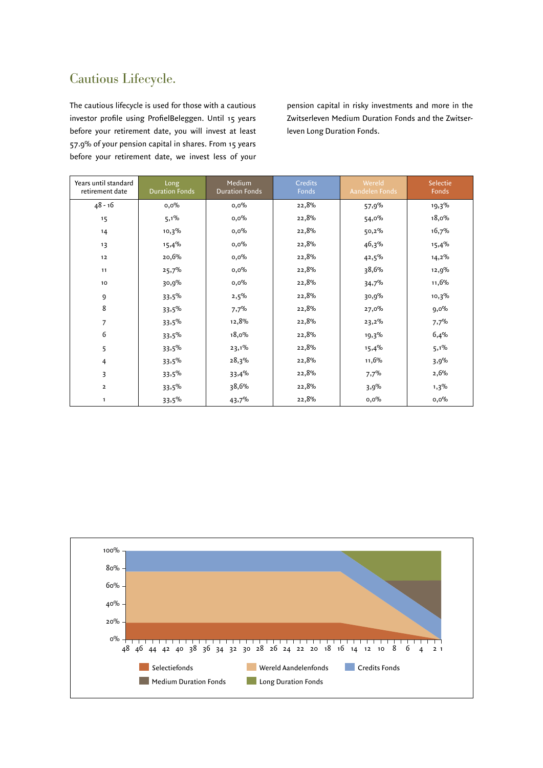# Cautious Lifecycle.

The cautious lifecycle is used for those with a cautious investor profile using ProfielBeleggen. Until 15 years before your retirement date, you will invest at least 57.9% of your pension capital in shares. From 15 years before your retirement date, we invest less of your pension capital in risky investments and more in the Zwitserleven Medium Duration Fonds and the Zwitserleven Long Duration Fonds.

| Years until standard retirement date | Long Duration Fonds | Medium Duration Fonds | Credits Fonds | Wereld Aandelen Fonds | Selectie Fonds |
|---|---|---|---|---|---|
| 48 - 16 | 0,0% | 0,0% | 22,8% | 57,9% | 19,3% |
| 15 | 5,1% | 0,0% | 22,8% | 54,0% | 18,0% |
| 14 | 10,3% | 0,0% | 22,8% | 50,2% | 16,7% |
| 13 | 15,4% | 0,0% | 22,8% | 46,3% | 15,4% |
| 12 | 20,6% | 0,0% | 22,8% | 42,5% | 14,2% |
| 11 | 25,7% | 0,0% | 22,8% | 38,6% | 12,9% |
| 10 | 30,9% | 0,0% | 22,8% | 34,7% | 11,6% |
| 9 | 33,5% | 2,5% | 22,8% | 30,9% | 10,3% |
| 8 | 33,5% | 7,7% | 22,8% | 27,0% | 9,0% |
| 7 | 33,5% | 12,8% | 22,8% | 23,2% | 7,7% |
| 6 | 33,5% | 18,0% | 22,8% | 19,3% | 6,4% |
| 5 | 33,5% | 23,1% | 22,8% | 15,4% | 5,1% |
| 4 | 33,5% | 28,3% | 22,8% | 11,6% | 3,9% |
| 3 | 33,5% | 33,4% | 22,8% | 7,7% | 2,6% |
| 2 | 33,5% | 38,6% | 22,8% | 3,9% | 1,3% |
| 1 | 33,5% | 43,7% | 22,8% | 0,0% | 0,0% |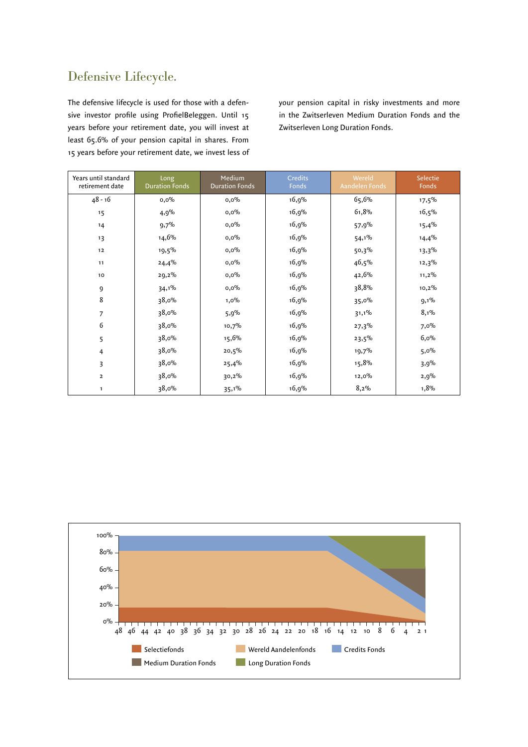# Defensive Lifecycle.

The defensive lifecycle is used for those with a defensive investor profile using ProfielBeleggen. Until 15 years before your retirement date, you will invest at least 65.6% of your pension capital in shares. From 15 years before your retirement date, we invest less of your pension capital in risky investments and more in the Zwitserleven Medium Duration Fonds and the Zwitserleven Long Duration Fonds.

| Years until standard retirement date | Long Duration Fonds | Medium Duration Fonds | Credits Fonds | Wereld Aandelen Fonds | Selectie Fonds |
|---|---|---|---|---|---|
| 48 - 16 | 0,0% | 0,0% | 16,9% | 65,6% | 17,5% |
| 15 | 4,9% | 0,0% | 16,9% | 61,8% | 16,5% |
| 14 | 9,7% | 0,0% | 16,9% | 57,9% | 15,4% |
| 13 | 14,6% | 0,0% | 16,9% | 54,1% | 14,4% |
| 12 | 19,5% | 0,0% | 16,9% | 50,3% | 13,3% |
| 11 | 24,4% | 0,0% | 16,9% | 46,5% | 12,3% |
| 10 | 29,2% | 0,0% | 16,9% | 42,6% | 11,2% |
| 9 | 34,1% | 0,0% | 16,9% | 38,8% | 10,2% |
| 8 | 38,0% | 1,0% | 16,9% | 35,0% | 9,1% |
| 7 | 38,0% | 5,9% | 16,9% | 31,1% | 8,1% |
| 6 | 38,0% | 10,7% | 16,9% | 27,3% | 7,0% |
| 5 | 38,0% | 15,6% | 16,9% | 23,5% | 6,0% |
| 4 | 38,0% | 20,5% | 16,9% | 19,7% | 5,0% |
| 3 | 38,0% | 25,4% | 16,9% | 15,8% | 3,9% |
| 2 | 38,0% | 30,2% | 16,9% | 12,0% | 2,9% |
| 1 | 38,0% | 35,1% | 16,9% | 8,2% | 1,8% |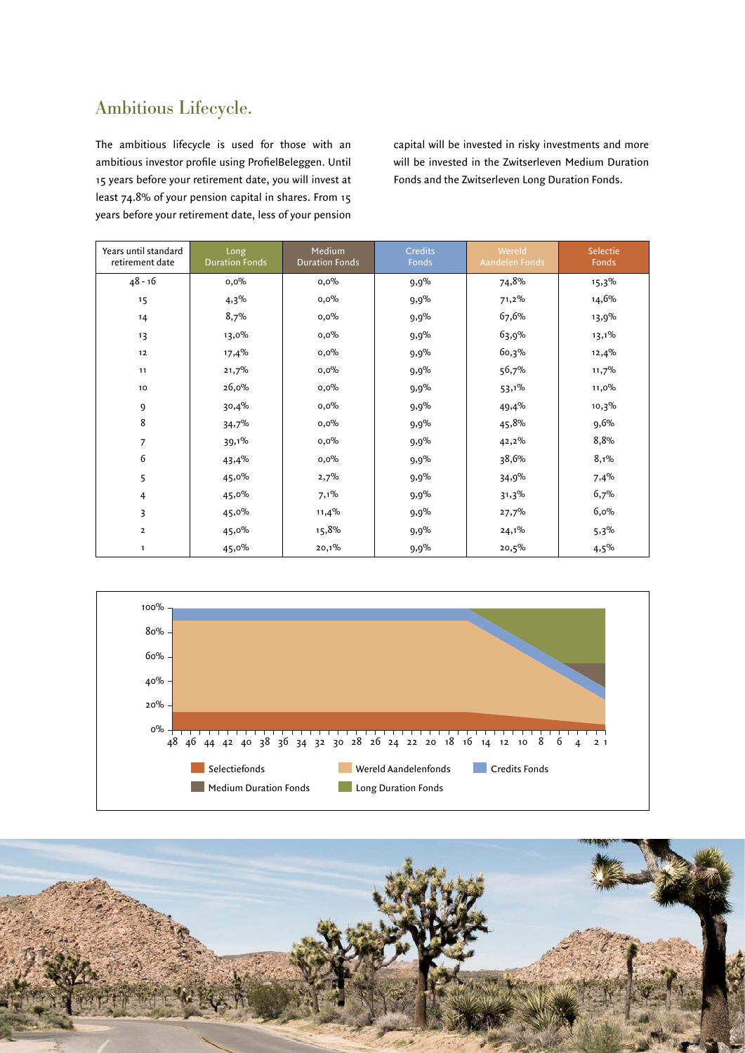## Ambitious Lifecycle.

The ambitious lifecycle is used for those with an ambitious investor profile using ProfielBeleggen. Until 15 years before your retirement date, you will invest at least 74.8% of your pension capital in shares. From 15 years before your retirement date, less of your pension capital will be invested in risky investments and more will be invested in the Zwitserleven Medium Duration Fonds and the Zwitserleven Long Duration Fonds.

| Years until standard retirement date | Long Duration Fonds | Medium Duration Fonds | Credits Fonds | Wereld Aandelen Fonds | Selectie Fonds |
|---|---|---|---|---|---|
| 48 - 16 | 0,0% | 0,0% | 9,9% | 74,8% | 15,3% |
| 15 | 4,3% | 0,0% | 9,9% | 71,2% | 14,6% |
| 14 | 8,7% | 0,0% | 9,9% | 67,6% | 13,9% |
| 13 | 13,0% | 0,0% | 9,9% | 63,9% | 13,1% |
| 12 | 17,4% | 0,0% | 9,9% | 60,3% | 12,4% |
| 11 | 21,7% | 0,0% | 9,9% | 56,7% | 11,7% |
| 10 | 26,0% | 0,0% | 9,9% | 53,1% | 11,0% |
| 9 | 30,4% | 0,0% | 9,9% | 49,4% | 10,3% |
| 8 | 34,7% | 0,0% | 9,9% | 45,8% | 9,6% |
| 7 | 39,1% | 0,0% | 9,9% | 42,2% | 8,8% |
| 6 | 43,4% | 0,0% | 9,9% | 38,6% | 8,1% |
| 5 | 45,0% | 2,7% | 9,9% | 34,9% | 7,4% |
| 4 | 45,0% | 7,1% | 9,9% | 31,3% | 6,7% |
| 3 | 45,0% | 11,4% | 9,9% | 27,7% | 6,0% |
| 2 | 45,0% | 15,8% | 9,9% | 24,1% | 5,3% |
| 1 | 45,0% | 20,1% | 9,9% | 20,5% | 4,5% |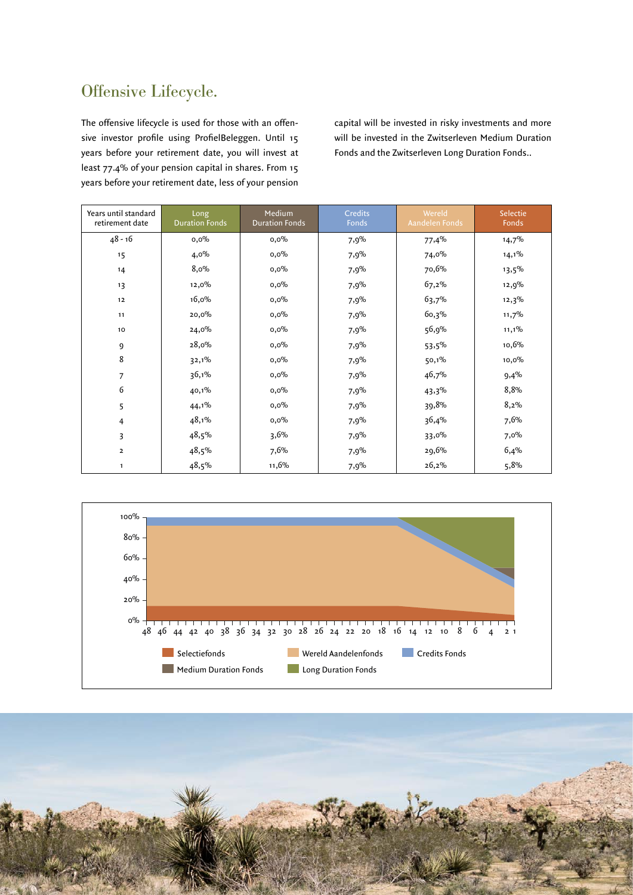## Offensive Lifecycle.

The offensive lifecycle is used for those with an offensive investor profile using ProfielBeleggen. Until 15 years before your retirement date, you will invest at least 77.4% of your pension capital in shares. From 15 years before your retirement date, less of your pension capital will be invested in risky investments and more will be invested in the Zwitserleven Medium Duration Fonds and the Zwitserleven Long Duration Fonds..

| Years until standard retirement date | Long Duration Fonds | Medium Duration Fonds | Credits Fonds | Wereld Aandelen Fonds | Selectie Fonds |
|---|---|---|---|---|---|
| 48 - 16 | 0,0% | 0,0% | 7,9% | 77,4% | 14,7% |
| 15 | 4,0% | 0,0% | 7,9% | 74,0% | 14,1% |
| 14 | 8,0% | 0,0% | 7,9% | 70,6% | 13,5% |
| 13 | 12,0% | 0,0% | 7,9% | 67,2% | 12,9% |
| 12 | 16,0% | 0,0% | 7,9% | 63,7% | 12,3% |
| 11 | 20,0% | 0,0% | 7,9% | 60,3% | 11,7% |
| 10 | 24,0% | 0,0% | 7,9% | 56,9% | 11,1% |
| 9 | 28,0% | 0,0% | 7,9% | 53,5% | 10,6% |
| 8 | 32,1% | 0,0% | 7,9% | 50,1% | 10,0% |
| 7 | 36,1% | 0,0% | 7,9% | 46,7% | 9,4% |
| 6 | 40,1% | 0,0% | 7,9% | 43,3% | 8,8% |
| 5 | 44,1% | 0,0% | 7,9% | 39,8% | 8,2% |
| 4 | 48,1% | 0,0% | 7,9% | 36,4% | 7,6% |
| 3 | 48,5% | 3,6% | 7,9% | 33,0% | 7,0% |
| 2 | 48,5% | 7,6% | 7,9% | 29,6% | 6,4% |
| 1 | 48,5% | 11,6% | 7,9% | 26,2% | 5,8% |

Selectiefonds | Wereld Aandelenfonds | Credits Fonds | Medium Duration Fonds | Long Duration Fonds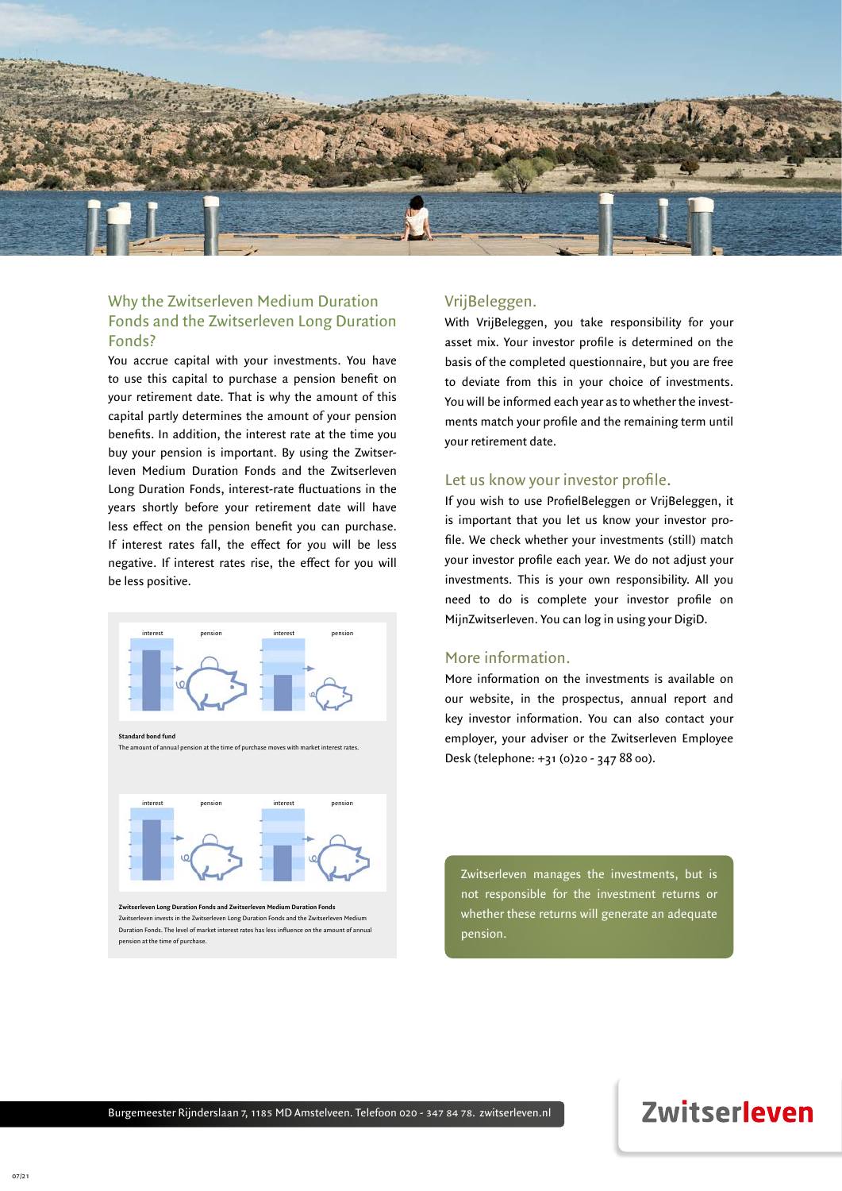## Why the Zwitserleven Medium Duration Fonds and the Zwitserleven Long Duration Fonds?

You accrue capital with your investments. You have to use this capital to purchase a pension benefit on your retirement date. That is why the amount of this capital partly determines the amount of your pension benefits. In addition, the interest rate at the time you buy your pension is important. By using the Zwitserleven Medium Duration Fonds and the Zwitserleven Long Duration Fonds, interest-rate fluctuations in the years shortly before your retirement date will have less effect on the pension benefit you can purchase. If interest rates fall, the effect for you will be less negative. If interest rates rise, the effect for you will be less positive.

interest pension interest pension

**Standard bond fund**
The amount of annual pension at the time of purchase moves with market interest rates.

interest pension interest pension

**Zwitserleven Long Duration Fonds and Zwitserleven Medium Duration Fonds**
Zwitserleven invests in the Zwitserleven Long Duration Fonds and the Zwitserleven Medium Duration Fonds. The level of market interest rates has less influence on the amount of annual pension at the time of purchase.

## VrijBeleggen.

With VrijBeleggen, you take responsibility for your asset mix. Your investor profile is determined on the basis of the completed questionnaire, but you are free to deviate from this in your choice of investments. You will be informed each year as to whether the investments match your profile and the remaining term until your retirement date.

## Let us know your investor profile.

If you wish to use ProfielBeleggen or VrijBeleggen, it is important that you let us know your investor profile. We check whether your investments (still) match your investor profile each year. We do not adjust your investments. This is your own responsibility. All you need to do is complete your investor profile on MijnZwitserleven. You can log in using your DigiD.

## More information.

More information on the investments is available on our website, in the prospectus, annual report and key investor information. You can also contact your employer, your adviser or the Zwitserleven Employee Desk (telephone: +31 (0)20 - 347 88 00).

Zwitserleven manages the investments, but is not responsible for the investment returns or whether these returns will generate an adequate pension.

Burgemeester Rijnderslaan 7, 1185 MD Amstelveen. Telefoon 020 - 347 84 78. zwitserleven.nl

Zwitserleven

07/21